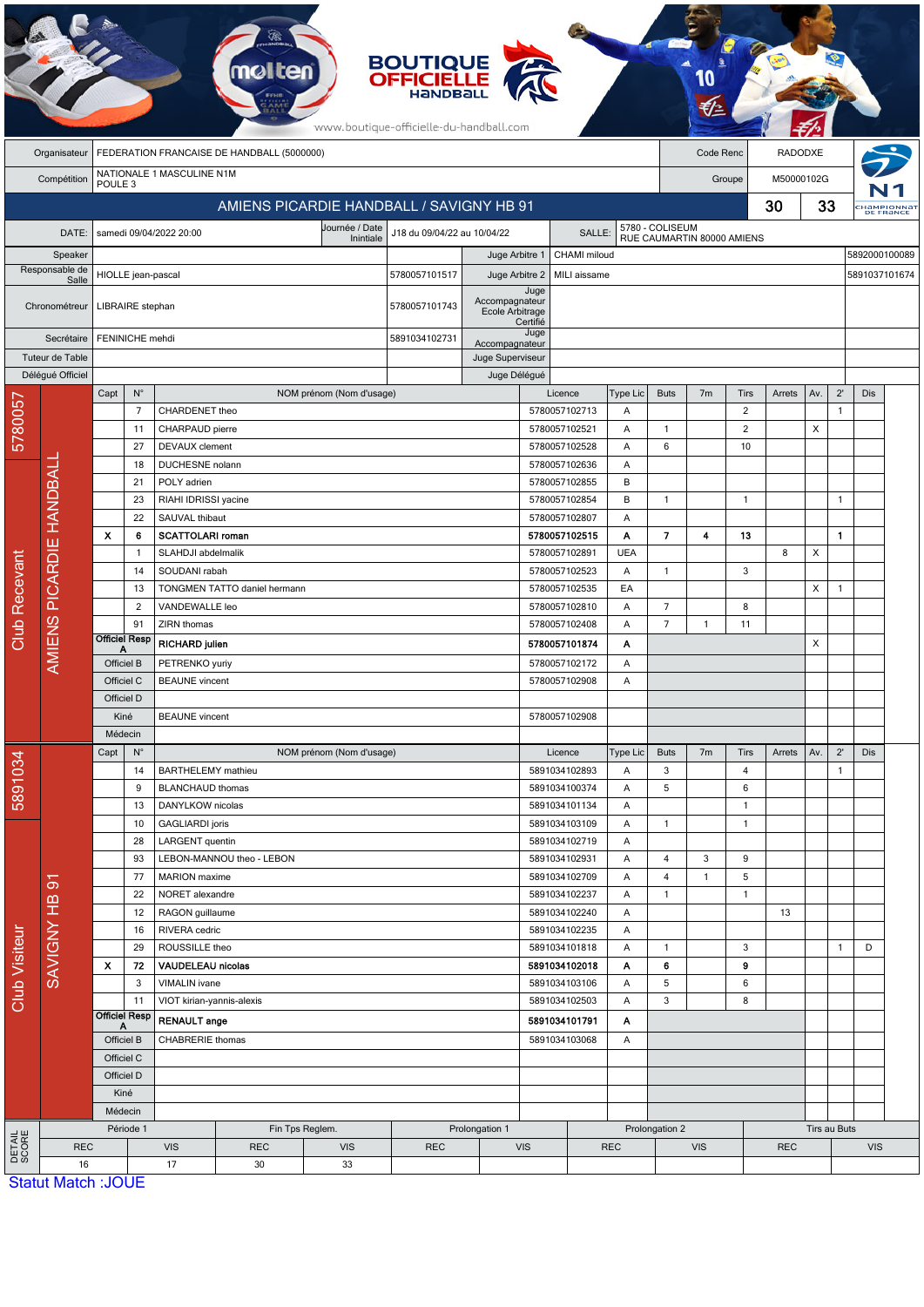BOUTIQUE OFFICIELLE HANDBALL

www.boutique-officielle-du-handball.com

| | | | |
|---|---|---|---|
| Organisateur | FEDERATION FRANCAISE DE HANDBALL (5000000) | Code Renc | RADODXE |
| Compétition | NATIONALE 1 MASCULINE N1M POULE 3 | Groupe | M50000102G |

## AMIENS PICARDIE HANDBALL / SAVIGNY HB 91 — 30 / 33

| | | | | | |
|---|---|---|---|---|---|
| DATE: | samedi 09/04/2022 20:00 | Journée / Date Initiale | J18 du 09/04/22 au 10/04/22 | SALLE: | 5780 - COLISEUM RUE CAUMARTIN 80000 AMIENS |
| Speaker | | | Juge Arbitre 1 | CHAMI miloud | 5892000100089 |
| Responsable de Salle | HIOLLE jean-pascal | 5780057101517 | Juge Arbitre 2 | MILI aissame | 5891037101674 |
| Chronométreur | LIBRAIRE stephan | 5780057101743 | Juge Accompagnateur Ecole Arbitrage Certifié | | |
| Secrétaire | FENINICHE mehdi | 5891034102731 | Juge Accompagnateur | | |
| Tuteur de Table | | | Juge Superviseur | | |
| Délégué Officiel | | | Juge Délégué | | |

### Club Recevant — 5780057 — AMIENS PICARDIE HANDBALL

| Capt | N° | NOM prénom (Nom d'usage) | Licence | Type Lic | Buts | 7m | Tirs | Arrets | Av. | 2' | Dis |
|---|---|---|---|---|---|---|---|---|---|---|---|
| | 7 | CHARDENET theo | 5780057102713 | A | | | 2 | | | 1 | |
| | 11 | CHARPAUD pierre | 5780057102521 | A | 1 | | 2 | | X | | |
| | 27 | DEVAUX clement | 5780057102528 | A | 6 | | 10 | | | | |
| | 18 | DUCHESNE nolann | 5780057102636 | A | | | | | | | |
| | 21 | POLY adrien | 5780057102855 | B | | | | | | | |
| | 23 | RIAHI IDRISSI yacine | 5780057102854 | B | 1 | | 1 | | | 1 | |
| | 22 | SAUVAL thibaut | 5780057102807 | A | | | | | | | |
| **X** | **6** | **SCATTOLARI roman** | **5780057102515** | **A** | **7** | **4** | **13** | | | **1** | |
| | 1 | SLAHDJI abdelmalik | 5780057102891 | UEA | | | | 8 | X | | |
| | 14 | SOUDANI rabah | 5780057102523 | A | 1 | | 3 | | | | |
| | 13 | TONGMEN TATTO daniel hermann | 5780057102535 | EA | | | | | X | 1 | |
| | 2 | VANDEWALLE leo | 5780057102810 | A | 7 | | 8 | | | | |
| | 91 | ZIRN thomas | 5780057102408 | A | 7 | 1 | 11 | | | | |
| Officiel Resp A | | **RICHARD julien** | **5780057101874** | **A** | | | | | X | | |
| Officiel B | | PETRENKO yuriy | 5780057102172 | A | | | | | | | |
| Officiel C | | BEAUNE vincent | 5780057102908 | A | | | | | | | |
| Officiel D | | | | | | | | | | | |
| Kiné | | BEAUNE vincent | 5780057102908 | | | | | | | | |
| Médecin | | | | | | | | | | | |

### Club Visiteur — 5891034 — SAVIGNY HB 91

| Capt | N° | NOM prénom (Nom d'usage) | Licence | Type Lic | Buts | 7m | Tirs | Arrets | Av. | 2' | Dis |
|---|---|---|---|---|---|---|---|---|---|---|---|
| | 14 | BARTHELEMY mathieu | 5891034102893 | A | 3 | | 4 | | | 1 | |
| | 9 | BLANCHAUD thomas | 5891034100374 | A | 5 | | 6 | | | | |
| | 13 | DANYLKOW nicolas | 5891034101134 | A | | | 1 | | | | |
| | 10 | GAGLIARDI joris | 5891034103109 | A | 1 | | 1 | | | | |
| | 28 | LARGENT quentin | 5891034102719 | A | | | | | | | |
| | 93 | LEBON-MANNOU theo - LEBON | 5891034102931 | A | 4 | 3 | 9 | | | | |
| | 77 | MARION maxime | 5891034102709 | A | 4 | 1 | 5 | | | | |
| | 22 | NORET alexandre | 5891034102237 | A | 1 | | 1 | | | | |
| | 12 | RAGON guillaume | 5891034102240 | A | | | | 13 | | | |
| | 16 | RIVERA cedric | 5891034102235 | A | | | | | | | |
| | 29 | ROUSSILLE theo | 5891034101818 | A | 1 | | 3 | | | 1 | D |
| **X** | **72** | **VAUDELEAU nicolas** | **5891034102018** | **A** | **6** | | **9** | | | | |
| | 3 | VIMALIN ivane | 5891034103106 | A | 5 | | 6 | | | | |
| | 11 | VIOT kirian-yannis-alexis | 5891034102503 | A | 3 | | 8 | | | | |
| Officiel Resp A | | **RENAULT ange** | **5891034101791** | **A** | | | | | | | |
| Officiel B | | CHABRERIE thomas | 5891034103068 | A | | | | | | | |
| Officiel C | | | | | | | | | | | |
| Officiel D | | | | | | | | | | | |
| Kiné | | | | | | | | | | | |
| Médecin | | | | | | | | | | | |

### DETAIL SCORE

| Période 1 | | Fin Tps Reglem. | | Prolongation 1 | | Prolongation 2 | | Tirs au Buts | |
|---|---|---|---|---|---|---|---|---|---|
| REC | VIS | REC | VIS | REC | VIS | REC | VIS | REC | VIS |
| 16 | 17 | 30 | 33 | | | | | | |

Statut Match :JOUE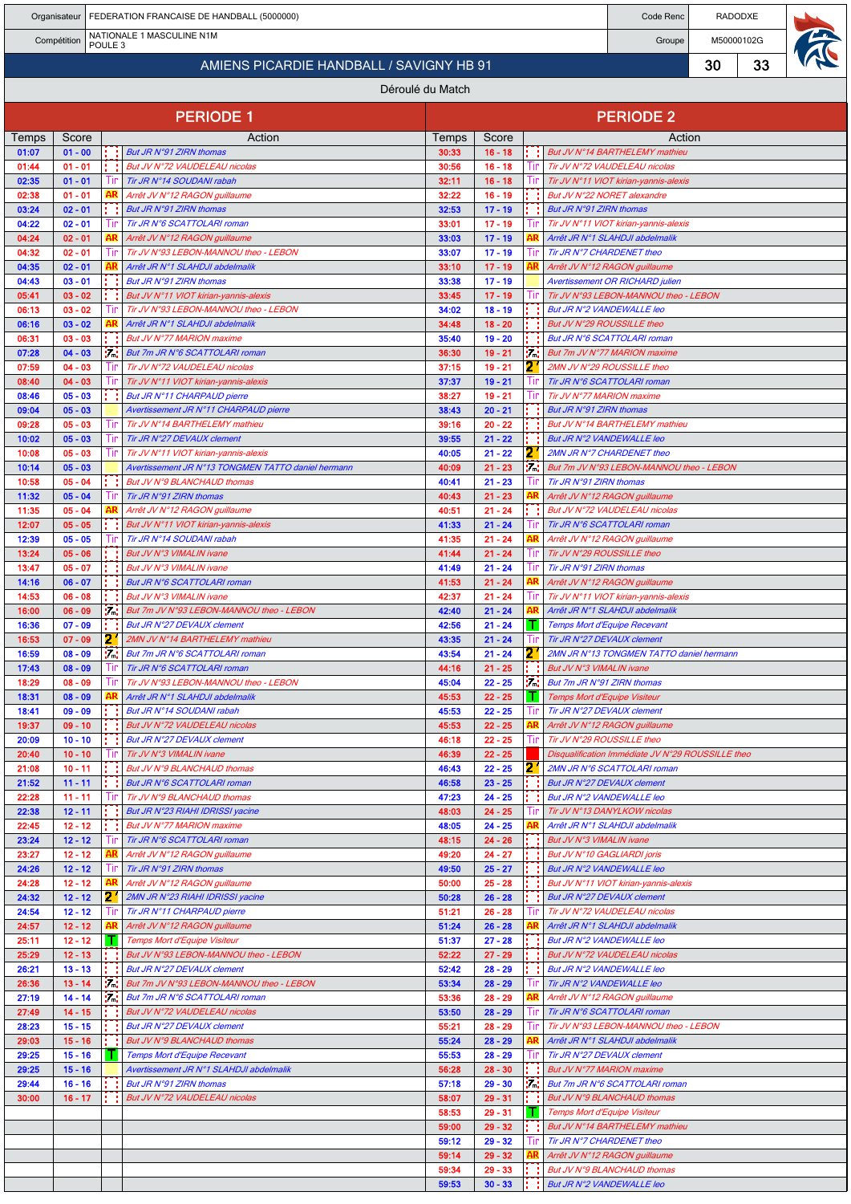| Organisateur | FEDERATION FRANCAISE DE HANDBALL (5000000) | Code Renc | RADODXE |
|---|---|---|---|
| Compétition | NATIONALE 1 MASCULINE N1M POULE 3 | Groupe | M50000102G |

## AMIENS PICARDIE HANDBALL / SAVIGNY HB 91 — 30 / 33

### Déroulé du Match

| PERIODE 1 | | | | PERIODE 2 | | | |
|---|---|---|---|---|---|---|---|
| Temps | Score | | Action | Temps | Score | | Action |
| 01:07 | 01 - 00 | | But JR N°91 ZIRN thomas | 30:33 | 16 - 18 | | But JV N°14 BARTHELEMY mathieu |
| 01:44 | 01 - 01 | | But JV N°72 VAUDELEAU nicolas | 30:56 | 16 - 18 | Tir | Tir JV N°72 VAUDELEAU nicolas |
| 02:35 | 01 - 01 | Tir | Tir JR N°14 SOUDANI rabah | 32:11 | 16 - 18 | Tir | Tir JV N°11 VIOT kirian-yannis-alexis |
| 02:38 | 01 - 01 | AR | Arrêt JV N°12 RAGON guillaume | 32:22 | 16 - 19 | | But JV N°22 NORET alexandre |
| 03:24 | 02 - 01 | | But JR N°91 ZIRN thomas | 32:53 | 17 - 19 | | But JR N°91 ZIRN thomas |
| 04:22 | 02 - 01 | Tir | Tir JR N°6 SCATTOLARI roman | 33:01 | 17 - 19 | Tir | Tir JV N°11 VIOT kirian-yannis-alexis |
| 04:24 | 02 - 01 | AR | Arrêt JV N°12 RAGON guillaume | 33:03 | 17 - 19 | AR | Arrêt JR N°1 SLAHDJI abdelmalik |
| 04:32 | 02 - 01 | Tir | Tir JV N°93 LEBON-MANNOU theo - LEBON | 33:07 | 17 - 19 | Tir | Tir JR N°7 CHARDENET theo |
| 04:35 | 02 - 01 | AR | Arrêt JR N°1 SLAHDJI abdelmalik | 33:10 | 17 - 19 | AR | Arrêt JV N°12 RAGON guillaume |
| 04:43 | 03 - 01 | | But JR N°91 ZIRN thomas | 33:38 | 17 - 19 | | Avertissement OR RICHARD julien |
| 05:41 | 03 - 02 | | But JV N°11 VIOT kirian-yannis-alexis | 33:45 | 17 - 19 | Tir | Tir JV N°93 LEBON-MANNOU theo - LEBON |
| 06:13 | 03 - 02 | Tir | Tir JV N°93 LEBON-MANNOU theo - LEBON | 34:02 | 18 - 19 | | But JR N°2 VANDEWALLE leo |
| 06:16 | 03 - 02 | AR | Arrêt JR N°1 SLAHDJI abdelmalik | 34:48 | 18 - 20 | | But JV N°29 ROUSSILLE theo |
| 06:31 | 03 - 03 | | But JV N°77 MARION maxime | 35:40 | 19 - 20 | | But JR N°6 SCATTOLARI roman |
| 07:28 | 04 - 03 | 7m | But 7m JR N°6 SCATTOLARI roman | 36:30 | 19 - 21 | 7m | But 7m JV N°77 MARION maxime |
| 07:59 | 04 - 03 | Tir | Tir JV N°72 VAUDELEAU nicolas | 37:15 | 19 - 21 | 2' | 2MN JV N°29 ROUSSILLE theo |
| 08:40 | 04 - 03 | Tir | Tir JV N°11 VIOT kirian-yannis-alexis | 37:37 | 19 - 21 | Tir | Tir JR N°6 SCATTOLARI roman |
| 08:46 | 05 - 03 | | But JR N°11 CHARPAUD pierre | 38:27 | 19 - 21 | Tir | Tir JV N°77 MARION maxime |
| 09:04 | 05 - 03 | | Avertissement JR N°11 CHARPAUD pierre | 38:43 | 20 - 21 | | But JR N°91 ZIRN thomas |
| 09:28 | 05 - 03 | Tir | Tir JV N°14 BARTHELEMY mathieu | 39:16 | 20 - 22 | | But JV N°14 BARTHELEMY mathieu |
| 10:02 | 05 - 03 | Tir | Tir JR N°27 DEVAUX clement | 39:55 | 21 - 22 | | But JR N°2 VANDEWALLE leo |
| 10:08 | 05 - 03 | Tir | Tir JV N°11 VIOT kirian-yannis-alexis | 40:05 | 21 - 22 | 2' | 2MN JR N°7 CHARDENET theo |
| 10:14 | 05 - 03 | | Avertissement JR N°13 TONGMEN TATTO daniel hermann | 40:09 | 21 - 23 | 7m | But 7m JV N°93 LEBON-MANNOU theo - LEBON |
| 10:58 | 05 - 04 | | But JV N°9 BLANCHAUD thomas | 40:41 | 21 - 23 | Tir | Tir JR N°91 ZIRN thomas |
| 11:32 | 05 - 04 | Tir | Tir JR N°91 ZIRN thomas | 40:43 | 21 - 23 | AR | Arrêt JV N°12 RAGON guillaume |
| 11:35 | 05 - 04 | AR | Arrêt JV N°12 RAGON guillaume | 40:51 | 21 - 24 | | But JV N°72 VAUDELEAU nicolas |
| 12:07 | 05 - 05 | | But JV N°11 VIOT kirian-yannis-alexis | 41:33 | 21 - 24 | Tir | Tir JR N°6 SCATTOLARI roman |
| 12:39 | 05 - 05 | Tir | Tir JR N°14 SOUDANI rabah | 41:35 | 21 - 24 | AR | Arrêt JV N°12 RAGON guillaume |
| 13:24 | 05 - 06 | | But JV N°3 VIMALIN ivane | 41:44 | 21 - 24 | Tir | Tir JV N°29 ROUSSILLE theo |
| 13:47 | 05 - 07 | | But JV N°3 VIMALIN ivane | 41:49 | 21 - 24 | Tir | Tir JR N°91 ZIRN thomas |
| 14:16 | 06 - 07 | | But JR N°6 SCATTOLARI roman | 41:53 | 21 - 24 | AR | Arrêt JV N°12 RAGON guillaume |
| 14:53 | 06 - 08 | | But JV N°3 VIMALIN ivane | 42:37 | 21 - 24 | Tir | Tir JV N°11 VIOT kirian-yannis-alexis |
| 16:00 | 06 - 09 | 7m | But 7m JV N°93 LEBON-MANNOU theo - LEBON | 42:40 | 21 - 24 | AR | Arrêt JR N°1 SLAHDJI abdelmalik |
| 16:36 | 07 - 09 | | But JR N°27 DEVAUX clement | 42:56 | 21 - 24 | T | Temps Mort d'Equipe Recevant |
| 16:53 | 07 - 09 | 2' | 2MN JV N°14 BARTHELEMY mathieu | 43:35 | 21 - 24 | Tir | Tir JR N°27 DEVAUX clement |
| 16:59 | 08 - 09 | 7m | But 7m JR N°6 SCATTOLARI roman | 43:54 | 21 - 24 | 2' | 2MN JR N°13 TONGMEN TATTO daniel hermann |
| 17:43 | 08 - 09 | Tir | Tir JR N°6 SCATTOLARI roman | 44:16 | 21 - 25 | | But JV N°3 VIMALIN ivane |
| 18:29 | 08 - 09 | Tir | Tir JV N°93 LEBON-MANNOU theo - LEBON | 45:04 | 22 - 25 | 7m | But 7m JR N°91 ZIRN thomas |
| 18:31 | 08 - 09 | AR | Arrêt JR N°1 SLAHDJI abdelmalik | 45:53 | 22 - 25 | T | Temps Mort d'Equipe Visiteur |
| 18:41 | 09 - 09 | | But JR N°14 SOUDANI rabah | 45:53 | 22 - 25 | Tir | Tir JR N°27 DEVAUX clement |
| 19:37 | 09 - 10 | | But JV N°72 VAUDELEAU nicolas | 45:53 | 22 - 25 | AR | Arrêt JV N°12 RAGON guillaume |
| 20:09 | 10 - 10 | | But JR N°27 DEVAUX clement | 46:18 | 22 - 25 | Tir | Tir JV N°29 ROUSSILLE theo |
| 20:40 | 10 - 10 | Tir | Tir JV N°3 VIMALIN ivane | 46:39 | 22 - 25 | | Disqualification Immédiate JV N°29 ROUSSILLE theo |
| 21:08 | 10 - 11 | | But JV N°9 BLANCHAUD thomas | 46:43 | 22 - 25 | 2' | 2MN JR N°6 SCATTOLARI roman |
| 21:52 | 11 - 11 | | But JR N°6 SCATTOLARI roman | 46:58 | 23 - 25 | | But JR N°27 DEVAUX clement |
| 22:28 | 11 - 11 | Tir | Tir JV N°9 BLANCHAUD thomas | 47:23 | 24 - 25 | | But JR N°2 VANDEWALLE leo |
| 22:38 | 12 - 11 | | But JR N°23 RIAHI IDRISSI yacine | 48:03 | 24 - 25 | Tir | Tir JV N°13 DANYLKOW nicolas |
| 22:45 | 12 - 12 | | But JV N°77 MARION maxime | 48:05 | 24 - 25 | AR | Arrêt JR N°1 SLAHDJI abdelmalik |
| 23:24 | 12 - 12 | Tir | Tir JR N°6 SCATTOLARI roman | 48:15 | 24 - 26 | | But JV N°3 VIMALIN ivane |
| 23:27 | 12 - 12 | AR | Arrêt JV N°12 RAGON guillaume | 49:20 | 24 - 27 | | But JV N°10 GAGLIARDI joris |
| 24:26 | 12 - 12 | Tir | Tir JR N°91 ZIRN thomas | 49:50 | 25 - 27 | | But JR N°2 VANDEWALLE leo |
| 24:28 | 12 - 12 | AR | Arrêt JV N°12 RAGON guillaume | 50:00 | 25 - 28 | | But JV N°11 VIOT kirian-yannis-alexis |
| 24:32 | 12 - 12 | 2' | 2MN JR N°23 RIAHI IDRISSI yacine | 50:28 | 26 - 28 | | But JR N°27 DEVAUX clement |
| 24:54 | 12 - 12 | Tir | Tir JR N°11 CHARPAUD pierre | 51:21 | 26 - 28 | Tir | Tir JV N°72 VAUDELEAU nicolas |
| 24:57 | 12 - 12 | AR | Arrêt JV N°12 RAGON guillaume | 51:24 | 26 - 28 | AR | Arrêt JR N°1 SLAHDJI abdelmalik |
| 25:11 | 12 - 12 | T | Temps Mort d'Equipe Visiteur | 51:37 | 27 - 28 | | But JR N°2 VANDEWALLE leo |
| 25:29 | 12 - 13 | | But JV N°93 LEBON-MANNOU theo - LEBON | 52:22 | 27 - 29 | | But JV N°72 VAUDELEAU nicolas |
| 26:21 | 13 - 13 | | But JR N°27 DEVAUX clement | 52:42 | 28 - 29 | | But JR N°2 VANDEWALLE leo |
| 26:36 | 13 - 14 | 7m | But 7m JV N°93 LEBON-MANNOU theo - LEBON | 53:34 | 28 - 29 | Tir | Tir JR N°2 VANDEWALLE leo |
| 27:19 | 14 - 14 | 7m | But 7m JR N°6 SCATTOLARI roman | 53:36 | 28 - 29 | AR | Arrêt JV N°12 RAGON guillaume |
| 27:49 | 14 - 15 | | But JV N°72 VAUDELEAU nicolas | 53:50 | 28 - 29 | Tir | Tir JR N°6 SCATTOLARI roman |
| 28:23 | 15 - 15 | | But JR N°27 DEVAUX clement | 55:21 | 28 - 29 | Tir | Tir JV N°93 LEBON-MANNOU theo - LEBON |
| 29:03 | 15 - 16 | | But JV N°9 BLANCHAUD thomas | 55:24 | 28 - 29 | AR | Arrêt JR N°1 SLAHDJI abdelmalik |
| 29:25 | 15 - 16 | T | Temps Mort d'Equipe Recevant | 55:53 | 28 - 29 | Tir | Tir JR N°27 DEVAUX clement |
| 29:25 | 15 - 16 | | Avertissement JR N°1 SLAHDJI abdelmalik | 56:28 | 28 - 30 | | But JV N°77 MARION maxime |
| 29:44 | 16 - 16 | | But JR N°91 ZIRN thomas | 57:18 | 29 - 30 | 7m | But 7m JR N°6 SCATTOLARI roman |
| 30:00 | 16 - 17 | | But JV N°72 VAUDELEAU nicolas | 58:07 | 29 - 31 | | But JV N°9 BLANCHAUD thomas |
| | | | | 58:53 | 29 - 31 | T | Temps Mort d'Equipe Visiteur |
| | | | | 59:00 | 29 - 32 | | But JV N°14 BARTHELEMY mathieu |
| | | | | 59:12 | 29 - 32 | Tir | Tir JR N°7 CHARDENET theo |
| | | | | 59:14 | 29 - 32 | AR | Arrêt JV N°12 RAGON guillaume |
| | | | | 59:34 | 29 - 33 | | But JV N°9 BLANCHAUD thomas |
| | | | | 59:53 | 30 - 33 | | But JR N°2 VANDEWALLE leo |